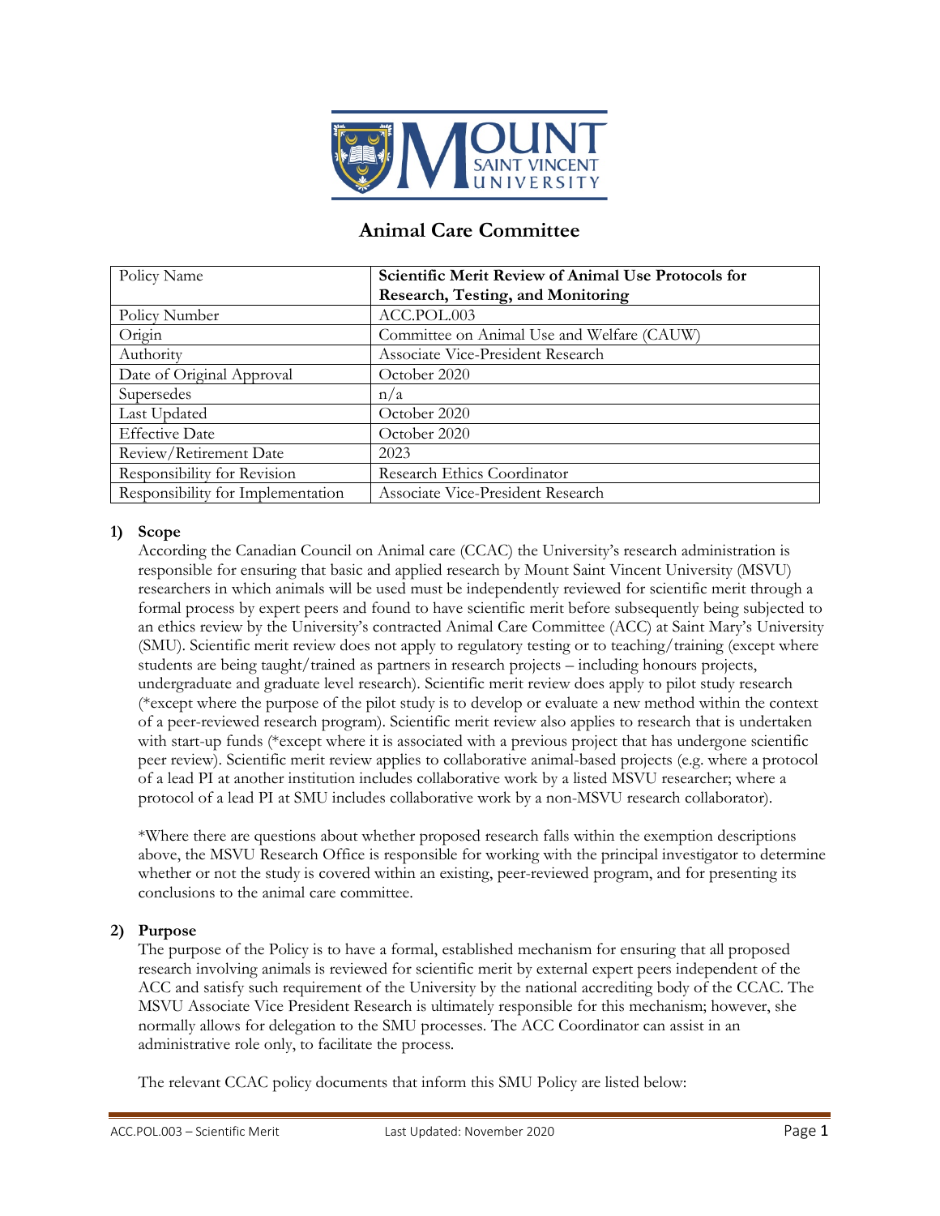# Animal Care Committee

| Policy Name | **Scientific Merit Review of Animal Use Protocols for Research, Testing, and Monitoring** |
|---|---|
| Policy Number | ACC.POL.003 |
| Origin | Committee on Animal Use and Welfare (CAUW) |
| Authority | Associate Vice-President Research |
| Date of Original Approval | October 2020 |
| Supersedes | n/a |
| Last Updated | October 2020 |
| Effective Date | October 2020 |
| Review/Retirement Date | 2023 |
| Responsibility for Revision | Research Ethics Coordinator |
| Responsibility for Implementation | Associate Vice-President Research |

## 1) Scope

According the Canadian Council on Animal care (CCAC) the University's research administration is responsible for ensuring that basic and applied research by Mount Saint Vincent University (MSVU) researchers in which animals will be used must be independently reviewed for scientific merit through a formal process by expert peers and found to have scientific merit before subsequently being subjected to an ethics review by the University's contracted Animal Care Committee (ACC) at Saint Mary's University (SMU). Scientific merit review does not apply to regulatory testing or to teaching/training (except where students are being taught/trained as partners in research projects – including honours projects, undergraduate and graduate level research). Scientific merit review does apply to pilot study research (*except where the purpose of the pilot study is to develop or evaluate a new method within the context of a peer-reviewed research program). Scientific merit review also applies to research that is undertaken with start-up funds (*except where it is associated with a previous project that has undergone scientific peer review). Scientific merit review applies to collaborative animal-based projects (e.g. where a protocol of a lead PI at another institution includes collaborative work by a listed MSVU researcher; where a protocol of a lead PI at SMU includes collaborative work by a non-MSVU research collaborator).

*Where there are questions about whether proposed research falls within the exemption descriptions above, the MSVU Research Office is responsible for working with the principal investigator to determine whether or not the study is covered within an existing, peer-reviewed program, and for presenting its conclusions to the animal care committee.

## 2) Purpose

The purpose of the Policy is to have a formal, established mechanism for ensuring that all proposed research involving animals is reviewed for scientific merit by external expert peers independent of the ACC and satisfy such requirement of the University by the national accrediting body of the CCAC. The MSVU Associate Vice President Research is ultimately responsible for this mechanism; however, she normally allows for delegation to the SMU processes. The ACC Coordinator can assist in an administrative role only, to facilitate the process.

The relevant CCAC policy documents that inform this SMU Policy are listed below: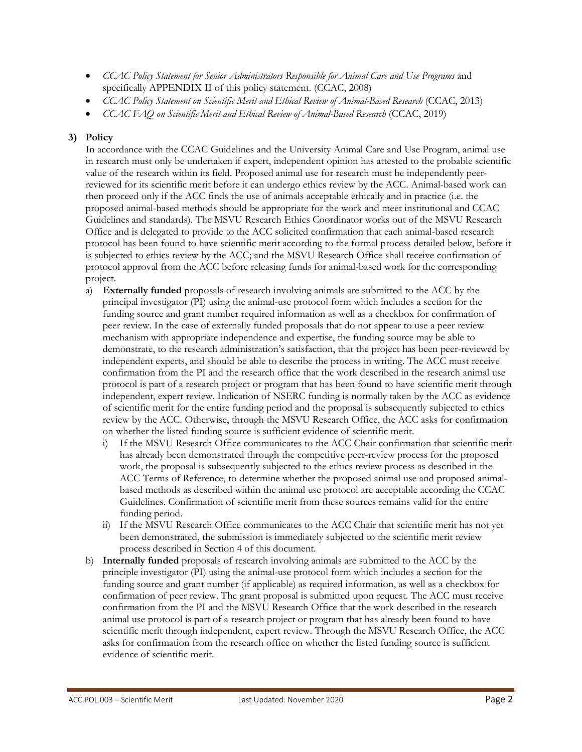- *CCAC Policy Statement for Senior Administrators Responsible for Animal Care and Use Programs* and specifically APPENDIX II of this policy statement. (CCAC, 2008)
- *CCAC Policy Statement on Scientific Merit and Ethical Review of Animal-Based Research* (CCAC, 2013)
- *CCAC FAQ on Scientific Merit and Ethical Review of Animal-Based Research* (CCAC, 2019)

## 3) Policy

In accordance with the CCAC Guidelines and the University Animal Care and Use Program, animal use in research must only be undertaken if expert, independent opinion has attested to the probable scientific value of the research within its field. Proposed animal use for research must be independently peer-reviewed for its scientific merit before it can undergo ethics review by the ACC. Animal-based work can then proceed only if the ACC finds the use of animals acceptable ethically and in practice (i.e. the proposed animal-based methods should be appropriate for the work and meet institutional and CCAC Guidelines and standards). The MSVU Research Ethics Coordinator works out of the MSVU Research Office and is delegated to provide to the ACC solicited confirmation that each animal-based research protocol has been found to have scientific merit according to the formal process detailed below, before it is subjected to ethics review by the ACC; and the MSVU Research Office shall receive confirmation of protocol approval from the ACC before releasing funds for animal-based work for the corresponding project.

a) **Externally funded** proposals of research involving animals are submitted to the ACC by the principal investigator (PI) using the animal-use protocol form which includes a section for the funding source and grant number required information as well as a checkbox for confirmation of peer review. In the case of externally funded proposals that do not appear to use a peer review mechanism with appropriate independence and expertise, the funding source may be able to demonstrate, to the research administration's satisfaction, that the project has been peer-reviewed by independent experts, and should be able to describe the process in writing. The ACC must receive confirmation from the PI and the research office that the work described in the research animal use protocol is part of a research project or program that has been found to have scientific merit through independent, expert review. Indication of NSERC funding is normally taken by the ACC as evidence of scientific merit for the entire funding period and the proposal is subsequently subjected to ethics review by the ACC. Otherwise, through the MSVU Research Office, the ACC asks for confirmation on whether the listed funding source is sufficient evidence of scientific merit.

   i) If the MSVU Research Office communicates to the ACC Chair confirmation that scientific merit has already been demonstrated through the competitive peer-review process for the proposed work, the proposal is subsequently subjected to the ethics review process as described in the ACC Terms of Reference, to determine whether the proposed animal use and proposed animal-based methods as described within the animal use protocol are acceptable according the CCAC Guidelines. Confirmation of scientific merit from these sources remains valid for the entire funding period.

   ii) If the MSVU Research Office communicates to the ACC Chair that scientific merit has not yet been demonstrated, the submission is immediately subjected to the scientific merit review process described in Section 4 of this document.

b) **Internally funded** proposals of research involving animals are submitted to the ACC by the principle investigator (PI) using the animal-use protocol form which includes a section for the funding source and grant number (if applicable) as required information, as well as a checkbox for confirmation of peer review. The grant proposal is submitted upon request. The ACC must receive confirmation from the PI and the MSVU Research Office that the work described in the research animal use protocol is part of a research project or program that has already been found to have scientific merit through independent, expert review. Through the MSVU Research Office, the ACC asks for confirmation from the research office on whether the listed funding source is sufficient evidence of scientific merit.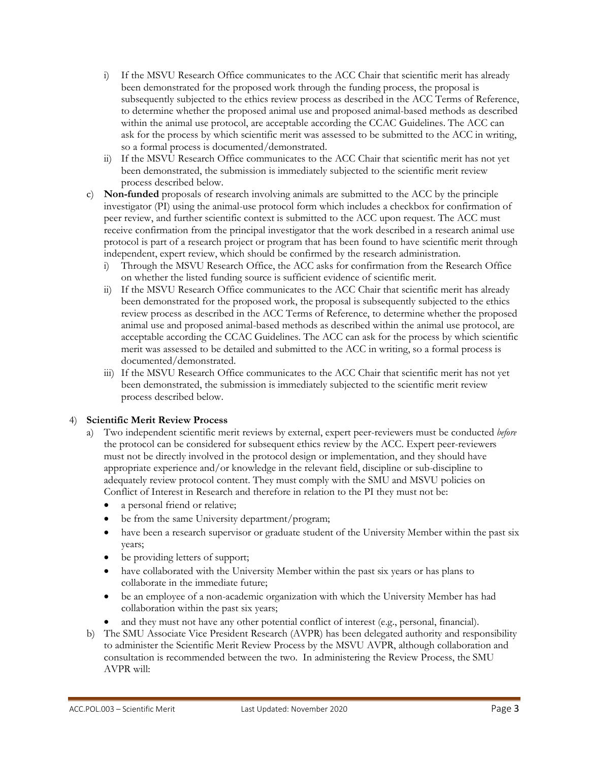i) If the MSVU Research Office communicates to the ACC Chair that scientific merit has already been demonstrated for the proposed work through the funding process, the proposal is subsequently subjected to the ethics review process as described in the ACC Terms of Reference, to determine whether the proposed animal use and proposed animal-based methods as described within the animal use protocol, are acceptable according the CCAC Guidelines. The ACC can ask for the process by which scientific merit was assessed to be submitted to the ACC in writing, so a formal process is documented/demonstrated.
   ii) If the MSVU Research Office communicates to the ACC Chair that scientific merit has not yet been demonstrated, the submission is immediately subjected to the scientific merit review process described below.

c) **Non-funded** proposals of research involving animals are submitted to the ACC by the principle investigator (PI) using the animal-use protocol form which includes a checkbox for confirmation of peer review, and further scientific context is submitted to the ACC upon request. The ACC must receive confirmation from the principal investigator that the work described in a research animal use protocol is part of a research project or program that has been found to have scientific merit through independent, expert review, which should be confirmed by the research administration.
   i) Through the MSVU Research Office, the ACC asks for confirmation from the Research Office on whether the listed funding source is sufficient evidence of scientific merit.
   ii) If the MSVU Research Office communicates to the ACC Chair that scientific merit has already been demonstrated for the proposed work, the proposal is subsequently subjected to the ethics review process as described in the ACC Terms of Reference, to determine whether the proposed animal use and proposed animal-based methods as described within the animal use protocol, are acceptable according the CCAC Guidelines. The ACC can ask for the process by which scientific merit was assessed to be detailed and submitted to the ACC in writing, so a formal process is documented/demonstrated.
   iii) If the MSVU Research Office communicates to the ACC Chair that scientific merit has not yet been demonstrated, the submission is immediately subjected to the scientific merit review process described below.

4) **Scientific Merit Review Process**

   a) Two independent scientific merit reviews by external, expert peer-reviewers must be conducted *before* the protocol can be considered for subsequent ethics review by the ACC. Expert peer-reviewers must not be directly involved in the protocol design or implementation, and they should have appropriate experience and/or knowledge in the relevant field, discipline or sub-discipline to adequately review protocol content. They must comply with the SMU and MSVU policies on Conflict of Interest in Research and therefore in relation to the PI they must not be:
   - a personal friend or relative;
   - be from the same University department/program;
   - have been a research supervisor or graduate student of the University Member within the past six years;
   - be providing letters of support;
   - have collaborated with the University Member within the past six years or has plans to collaborate in the immediate future;
   - be an employee of a non-academic organization with which the University Member has had collaboration within the past six years;
   - and they must not have any other potential conflict of interest (e.g., personal, financial).

   b) The SMU Associate Vice President Research (AVPR) has been delegated authority and responsibility to administer the Scientific Merit Review Process by the MSVU AVPR, although collaboration and consultation is recommended between the two. In administering the Review Process, the SMU AVPR will: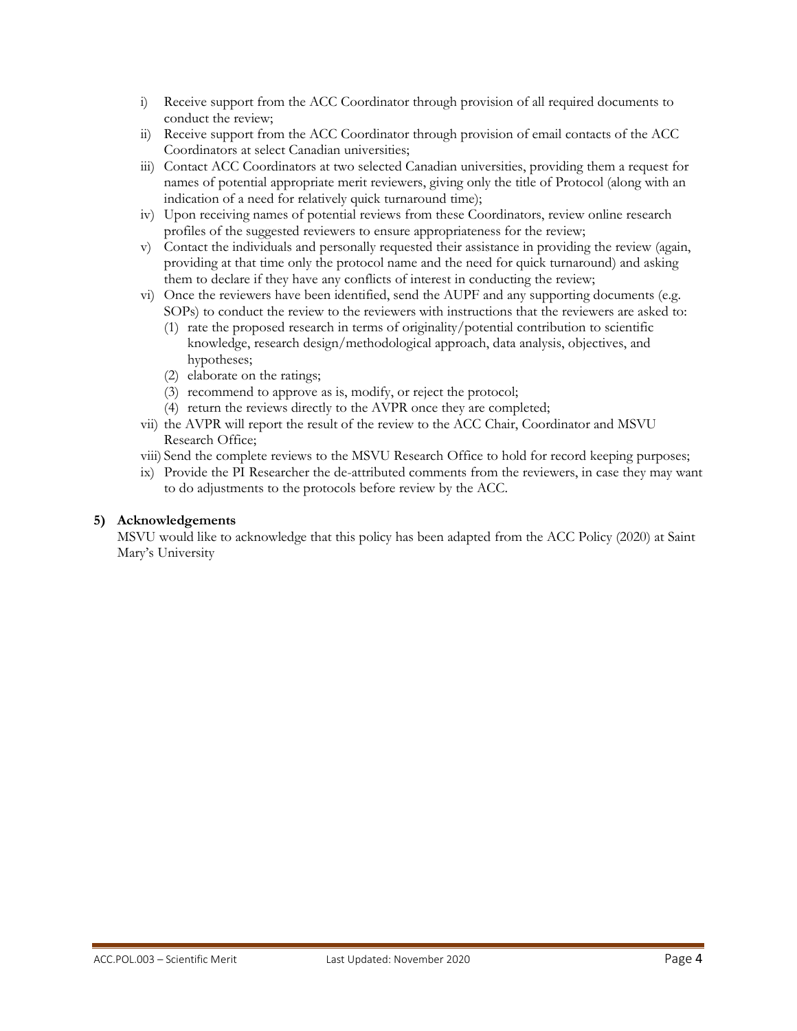i) Receive support from the ACC Coordinator through provision of all required documents to conduct the review;
ii) Receive support from the ACC Coordinator through provision of email contacts of the ACC Coordinators at select Canadian universities;
iii) Contact ACC Coordinators at two selected Canadian universities, providing them a request for names of potential appropriate merit reviewers, giving only the title of Protocol (along with an indication of a need for relatively quick turnaround time);
iv) Upon receiving names of potential reviews from these Coordinators, review online research profiles of the suggested reviewers to ensure appropriateness for the review;
v) Contact the individuals and personally requested their assistance in providing the review (again, providing at that time only the protocol name and the need for quick turnaround) and asking them to declare if they have any conflicts of interest in conducting the review;
vi) Once the reviewers have been identified, send the AUPF and any supporting documents (e.g. SOPs) to conduct the review to the reviewers with instructions that the reviewers are asked to:
    (1) rate the proposed research in terms of originality/potential contribution to scientific knowledge, research design/methodological approach, data analysis, objectives, and hypotheses;
    (2) elaborate on the ratings;
    (3) recommend to approve as is, modify, or reject the protocol;
    (4) return the reviews directly to the AVPR once they are completed;
vii) the AVPR will report the result of the review to the ACC Chair, Coordinator and MSVU Research Office;
viii) Send the complete reviews to the MSVU Research Office to hold for record keeping purposes;
ix) Provide the PI Researcher the de-attributed comments from the reviewers, in case they may want to do adjustments to the protocols before review by the ACC.

## 5) Acknowledgements

MSVU would like to acknowledge that this policy has been adapted from the ACC Policy (2020) at Saint Mary's University